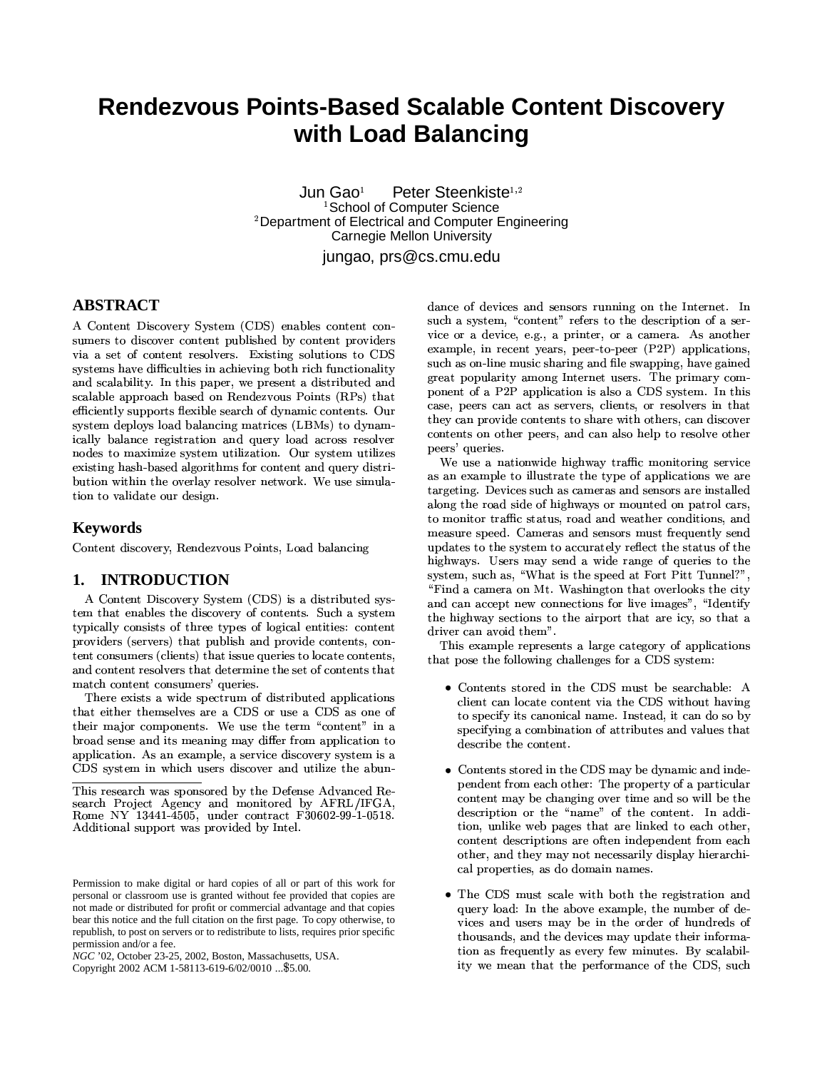# Rendezvous Points-Based Scalable Content Discovery with Load Balancing

Jun Gao[1] Peter Steenkiste[1,2]
[1]School of Computer Science
[2]Department of Electrical and Computer Engineering
Carnegie Mellon University

jungao, prs@cs.cmu.edu

## ABSTRACT

A Content Discovery System (CDS) enables content consumers to discover content published by content providers via a set of content resolvers. Existing solutions to CDS systems have difficulties in achieving both rich functionality and scalability. In this paper, we present a distributed and scalable approach based on Rendezvous Points (RPs) that efficiently supports flexible search of dynamic contents. Our system deploys load balancing matrices (LBMs) to dynamically balance registration and query load across resolver nodes to maximize system utilization. Our system utilizes existing hash-based algorithms for content and query distribution within the overlay resolver network. We use simulation to validate our design.

## Keywords

Content discovery, Rendezvous Points, Load balancing

## 1. INTRODUCTION

A Content Discovery System (CDS) is a distributed system that enables the discovery of contents. Such a system typically consists of three types of logical entities: content providers (servers) that publish and provide contents, content consumers (clients) that issue queries to locate contents, and content resolvers that determine the set of contents that match content consumers' queries.

There exists a wide spectrum of distributed applications that either themselves are a CDS or use a CDS as one of their major components. We use the term "content" in a broad sense and its meaning may differ from application to application. As an example, a service discovery system is a CDS system in which users discover and utilize the abundance of devices and sensors running on the Internet. In such a system, "content" refers to the description of a service or a device, e.g., a printer, or a camera. As another example, in recent years, peer-to-peer (P2P) applications, such as on-line music sharing and file swapping, have gained great popularity among Internet users. The primary component of a P2P application is also a CDS system. In this case, peers can act as servers, clients, or resolvers in that they can provide contents to share with others, can discover contents on other peers, and can also help to resolve other peers' queries.

We use a nationwide highway traffic monitoring service as an example to illustrate the type of applications we are targeting. Devices such as cameras and sensors are installed along the road side of highways or mounted on patrol cars, to monitor traffic status, road and weather conditions, and measure speed. Cameras and sensors must frequently send updates to the system to accurately reflect the status of the highways. Users may send a wide range of queries to the system, such as, "What is the speed at Fort Pitt Tunnel?", "Find a camera on Mt. Washington that overlooks the city and can accept new connections for live images", "Identify the highway sections to the airport that are icy, so that a driver can avoid them".

This example represents a large category of applications that pose the following challenges for a CDS system:

- Contents stored in the CDS must be searchable: A client can locate content via the CDS without having to specify its canonical name. Instead, it can do so by specifying a combination of attributes and values that describe the content.

- Contents stored in the CDS may be dynamic and independent from each other: The property of a particular content may be changing over time and so will be the description or the "name" of the content. In addition, unlike web pages that are linked to each other, content descriptions are often independent from each other, and they may not necessarily display hierarchical properties, as do domain names.

- The CDS must scale with both the registration and query load: In the above example, the number of devices and users may be in the order of hundreds of thousands, and the devices may update their information as frequently as every few minutes. By scalability we mean that the performance of the CDS, such

---

This research was sponsored by the Defense Advanced Research Project Agency and monitored by AFRL/IFGA, Rome NY 13441-4505, under contract F30602-99-1-0518. Additional support was provided by Intel.

Permission to make digital or hard copies of all or part of this work for personal or classroom use is granted without fee provided that copies are not made or distributed for profit or commercial advantage and that copies bear this notice and the full citation on the first page. To copy otherwise, to republish, to post on servers or to redistribute to lists, requires prior specific permission and/or a fee.
*NGC* '02, October 23-25, 2002, Boston, Massachusetts, USA.
Copyright 2002 ACM 1-58113-619-6/02/0010 ...$5.00.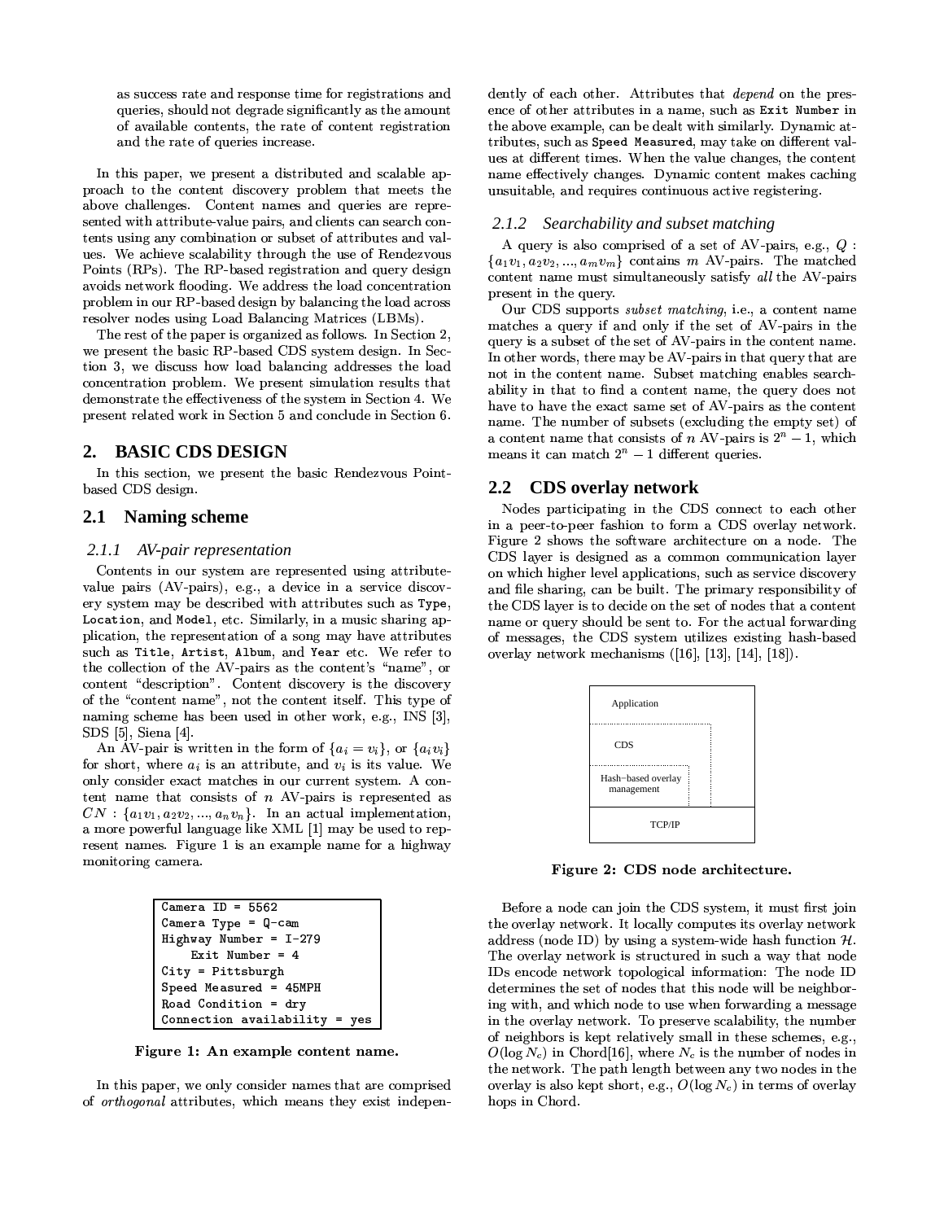as success rate and response time for registrations and queries, should not degrade significantly as the amount of available contents, the rate of content registration and the rate of queries increase.

In this paper, we present a distributed and scalable approach to the content discovery problem that meets the above challenges. Content names and queries are represented with attribute-value pairs, and clients can search contents using any combination or subset of attributes and values. We achieve scalability through the use of Rendezvous Points (RPs). The RP-based registration and query design avoids network flooding. We address the load concentration problem in our RP-based design by balancing the load across resolver nodes using Load Balancing Matrices (LBMs).

The rest of the paper is organized as follows. In Section 2, we present the basic RP-based CDS system design. In Section 3, we discuss how load balancing addresses the load concentration problem. We present simulation results that demonstrate the effectiveness of the system in Section 4. We present related work in Section 5 and conclude in Section 6.

## 2. BASIC CDS DESIGN

In this section, we present the basic Rendezvous Point-based CDS design.

### 2.1 Naming scheme

#### 2.1.1 AV-pair representation

Contents in our system are represented using attribute-value pairs (AV-pairs), e.g., a device in a service discovery system may be described with attributes such as `Type`, `Location`, and `Model`, etc. Similarly, in a music sharing application, the representation of a song may have attributes such as `Title`, `Artist`, `Album`, and `Year` etc. We refer to the collection of the AV-pairs as the content's "name", or content "description". Content discovery is the discovery of the "content name", not the content itself. This type of naming scheme has been used in other work, e.g., INS [3], SDS [5], Siena [4].

An AV-pair is written in the form of $\{a_i = v_i\}$, or $\{a_i v_i\}$ for short, where $a_i$ is an attribute, and $v_i$ is its value. We only consider exact matches in our current system. A content name that consists of $n$ AV-pairs is represented as $CN : \{a_1v_1, a_2v_2, ..., a_nv_n\}$. In an actual implementation, a more powerful language like XML [1] may be used to represent names. Figure 1 is an example name for a highway monitoring camera.

```
Camera ID = 5562
Camera Type = Q-cam
Highway Number = I-279
    Exit Number = 4
City = Pittsburgh
Speed Measured = 45MPH
Road Condition = dry
Connection availability = yes
```

**Figure 1: An example content name.**

In this paper, we only consider names that are comprised of *orthogonal* attributes, which means they exist independently of each other. Attributes that *depend* on the presence of other attributes in a name, such as `Exit Number` in the above example, can be dealt with similarly. Dynamic attributes, such as `Speed Measured`, may take on different values at different times. When the value changes, the content name effectively changes. Dynamic content makes caching unsuitable, and requires continuous active registering.

#### 2.1.2 Searchability and subset matching

A query is also comprised of a set of AV-pairs, e.g., $Q : \{a_1v_1, a_2v_2, ..., a_mv_m\}$ contains $m$ AV-pairs. The matched content name must simultaneously satisfy *all* the AV-pairs present in the query.

Our CDS supports *subset matching*, i.e., a content name matches a query if and only if the set of AV-pairs in the query is a subset of the set of AV-pairs in the content name. In other words, there may be AV-pairs in that query that are not in the content name. Subset matching enables searchability in that to find a content name, the query does not have to have the exact same set of AV-pairs as the content name. The number of subsets (excluding the empty set) of a content name that consists of $n$ AV-pairs is $2^n - 1$, which means it can match $2^n - 1$ different queries.

### 2.2 CDS overlay network

Nodes participating in the CDS connect to each other in a peer-to-peer fashion to form a CDS overlay network. Figure 2 shows the software architecture on a node. The CDS layer is designed as a common communication layer on which higher level applications, such as service discovery and file sharing, can be built. The primary responsibility of the CDS layer is to decide on the set of nodes that a content name or query should be sent to. For the actual forwarding of messages, the CDS system utilizes existing hash-based overlay network mechanisms ([16], [13], [14], [18]).

| Application |
|---|
| CDS |
| Hash-based overlay management |
| TCP/IP |

**Figure 2: CDS node architecture.**

Before a node can join the CDS system, it must first join the overlay network. It locally computes its overlay network address (node ID) by using a system-wide hash function $\mathcal{H}$. The overlay network is structured in such a way that node IDs encode network topological information: The node ID determines the set of nodes that this node will be neighboring with, and which node to use when forwarding a message in the overlay network. To preserve scalability, the number of neighbors is kept relatively small in these schemes, e.g., $O(\log N_c)$ in Chord[16], where $N_c$ is the number of nodes in the network. The path length between any two nodes in the overlay is also kept short, e.g., $O(\log N_c)$ in terms of overlay hops in Chord.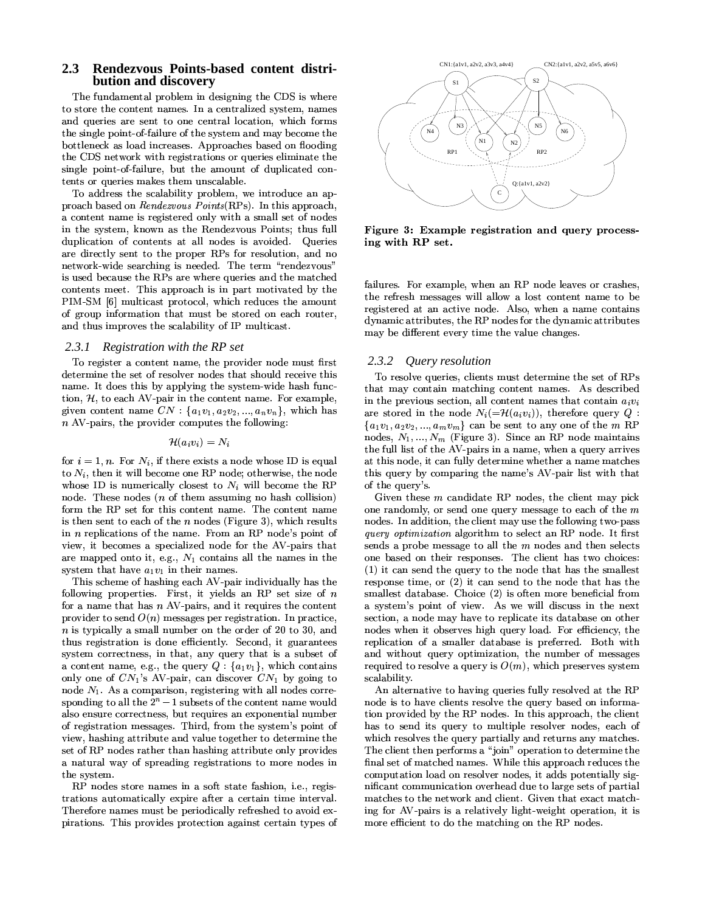## 2.3 Rendezvous Points-based content distribution and discovery

The fundamental problem in designing the CDS is where to store the content names. In a centralized system, names and queries are sent to one central location, which forms the single point-of-failure of the system and may become the bottleneck as load increases. Approaches based on flooding the CDS network with registrations or queries eliminate the single point-of-failure, but the amount of duplicated contents or queries makes them unscalable.

To address the scalability problem, we introduce an approach based on *Rendezvous Points*(RPs). In this approach, a content name is registered only with a small set of nodes in the system, known as the Rendezvous Points; thus full duplication of contents at all nodes is avoided. Queries are directly sent to the proper RPs for resolution, and no network-wide searching is needed. The term "rendezvous" is used because the RPs are where queries and the matched contents meet. This approach is in part motivated by the PIM-SM [6] multicast protocol, which reduces the amount of group information that must be stored on each router, and thus improves the scalability of IP multicast.

### 2.3.1 Registration with the RP set

To register a content name, the provider node must first determine the set of resolver nodes that should receive this name. It does this by applying the system-wide hash function, $\mathcal{H}$, to each AV-pair in the content name. For example, given content name $CN : \{a_1v_1, a_2v_2, ..., a_nv_n\}$, which has $n$ AV-pairs, the provider computes the following:

$$\mathcal{H}(a_iv_i) = N_i$$

for $i = 1, n$. For $N_i$, if there exists a node whose ID is equal to $N_i$, then it will become one RP node; otherwise, the node whose ID is numerically closest to $N_i$ will become the RP node. These nodes ($n$ of them assuming no hash collision) form the RP set for this content name. The content name is then sent to each of the $n$ nodes (Figure 3), which results in $n$ replications of the name. From an RP node's point of view, it becomes a specialized node for the AV-pairs that are mapped onto it, e.g., $N_1$ contains all the names in the system that have $a_1v_1$ in their names.

This scheme of hashing each AV-pair individually has the following properties. First, it yields an RP set size of $n$ for a name that has $n$ AV-pairs, and it requires the content provider to send $O(n)$ messages per registration. In practice, $n$ is typically a small number on the order of 20 to 30, and thus registration is done efficiently. Second, it guarantees system correctness, in that, any query that is a subset of a content name, e.g., the query $Q : \{a_1v_1\}$, which contains only one of $CN_1$'s AV-pair, can discover $CN_1$ by going to node $N_1$. As a comparison, registering with all nodes corresponding to all the $2^n - 1$ subsets of the content name would also ensure correctness, but requires an exponential number of registration messages. Third, from the system's point of view, hashing attribute and value together to determine the set of RP nodes rather than hashing attribute only provides a natural way of spreading registrations to more nodes in the system.

RP nodes store names in a soft state fashion, i.e., registrations automatically expire after a certain time interval. Therefore names must be periodically refreshed to avoid expirations. This provides protection against certain types of failures. For example, when an RP node leaves or crashes, the refresh messages will allow a lost content name to be registered at an active node. Also, when a name contains dynamic attributes, the RP nodes for the dynamic attributes may be different every time the value changes.

**Figure 3: Example registration and query processing with RP set.**

### 2.3.2 Query resolution

To resolve queries, clients must determine the set of RPs that may contain matching content names. As described in the previous section, all content names that contain $a_iv_i$ are stored in the node $N_i$(=$\mathcal{H}(a_iv_i)$), therefore $Q : \{a_1v_1, a_2v_2, ..., a_mv_m\}$ can be sent to any one of the $m$ RP nodes, $N_1, ..., N_m$ (Figure 3). Since an RP node maintains the full list of the AV-pairs in a name, when a query arrives at this node, it can fully determine whether a name matches this query by comparing the name's AV-pair list with that of the query's.

Given these $m$ candidate RP nodes, the client may pick one randomly, or send one query message to each of the $m$ nodes. In addition, the client may use the following two-pass *query optimization* algorithm to select an RP node. It first sends a probe message to all the $m$ nodes and then selects one based on their responses. The client has two choices: (1) it can send the query to the node that has the smallest response time, or (2) it can send to the node that has the smallest database. Choice (2) is often more beneficial from a system's point of view. As we will discuss in the next section, a node may have to replicate its database on other nodes when it observes high query load. For efficiency, the replication of a smaller database is preferred. Both with and without query optimization, the number of messages required to resolve a query is $O(m)$, which preserves system scalability.

An alternative to having queries fully resolved at the RP node is to have clients resolve the query based on information provided by the RP nodes. In this approach, the client has to send its query to multiple resolver nodes, each of which resolves the query partially and returns any matches. The client then performs a "join" operation to determine the final set of matched names. While this approach reduces the computation load on resolver nodes, it adds potentially significant communication overhead due to large sets of partial matches to the network and client. Given that exact matching for AV-pairs is a relatively light-weight operation, it is more efficient to do the matching on the RP nodes.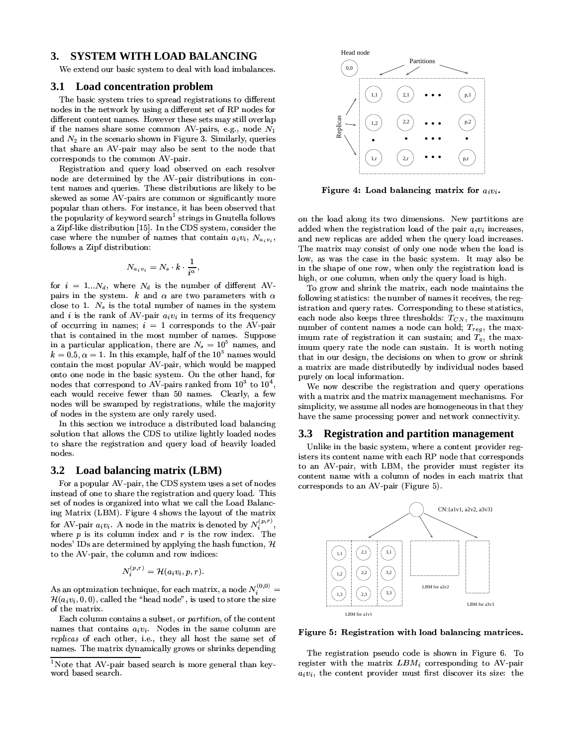## 3. SYSTEM WITH LOAD BALANCING

We extend our basic system to deal with load imbalances.

### 3.1 Load concentration problem

The basic system tries to spread registrations to different nodes in the network by using a different set of RP nodes for different content names. However these sets may still overlap if the names share some common AV-pairs, e.g., node $N_1$ and $N_2$ in the scenario shown in Figure 3. Similarly, queries that share an AV-pair may also be sent to the node that corresponds to the common AV-pair.

Registration and query load observed on each resolver node are determined by the AV-pair distributions in content names and queries. These distributions are likely to be skewed as some AV-pairs are common or significantly more popular than others. For instance, it has been observed that the popularity of keyword search[1] strings in Gnutella follows a Zipf-like distribution [15]. In the CDS system, consider the case where the number of names that contain $a_iv_i$, $N_{a_iv_i}$, follows a Zipf distribution:

$$N_{a_iv_i} = N_s \cdot k \cdot \frac{1}{i^\alpha},$$

for $i = 1...N_d$, where $N_d$ is the number of different AV-pairs in the system. $k$ and $\alpha$ are two parameters with $\alpha$ close to 1. $N_s$ is the total number of names in the system and $i$ is the rank of AV-pair $a_iv_i$ in terms of its frequency of occurring in names; $i = 1$ corresponds to the AV-pair that is contained in the most number of names. Suppose in a particular application, there are $N_s = 10^5$ names, and $k = 0.5, \alpha = 1$. In this example, half of the $10^5$ names would contain the most popular AV-pair, which would be mapped onto one node in the basic system. On the other hand, for nodes that correspond to AV-pairs ranked from $10^3$ to $10^4$, each would receive fewer than 50 names. Clearly, a few nodes will be swamped by registrations, while the majority of nodes in the system are only rarely used.

In this section we introduce a distributed load balancing solution that allows the CDS to utilize lightly loaded nodes to share the registration and query load of heavily loaded nodes.

### 3.2 Load balancing matrix (LBM)

For a popular AV-pair, the CDS system uses a set of nodes instead of one to share the registration and query load. This set of nodes is organized into what we call the Load Balancing Matrix (LBM). Figure 4 shows the layout of the matrix for AV-pair $a_iv_i$. A node in the matrix is denoted by $N_i^{(p,r)}$, where $p$ is its column index and $r$ is the row index. The nodes' IDs are determined by applying the hash function, $\mathcal{H}$ to the AV-pair, the column and row indices:

$$N_i^{(p,r)} = \mathcal{H}(a_iv_i, p, r).$$

As an optmization technique, for each matrix, a node $N_i^{(0,0)} = \mathcal{H}(a_iv_i, 0, 0)$, called the "head node", is used to store the size of the matrix.

Each column contains a subset, or *partition*, of the content names that contains $a_iv_i$. Nodes in the same column are *replicas* of each other, i.e., they all host the same set of names. The matrix dynamically grows or shrinks depending on the load along its two dimensions. New partitions are added when the registration load of the pair $a_iv_i$ increases, and new replicas are added when the query load increases. The matrix may consist of only one node when the load is low, as was the case in the basic system. It may also be in the shape of one row, when only the registration load is high, or one column, when only the query load is high.

[1]Note that AV-pair based search is more general than keyword based search.

Figure 4: Load balancing matrix for $a_iv_i$.

To grow and shrink the matrix, each node maintains the following statistics: the number of names it receives, the registration and query rates. Corresponding to these statistics, each node also keeps three thresholds: $T_{CN}$, the maximum number of content names a node can hold; $T_{reg}$, the maximum rate of registration it can sustain; and $T_q$, the maximum query rate the node can sustain. It is worth noting that in our design, the decisions on when to grow or shrink a matrix are made distributedly by individual nodes based purely on local information.

We now describe the registration and query operations with a matrix and the matrix management mechanisms. For simplicity, we assume all nodes are homogeneous in that they have the same processing power and network connectivity.

### 3.3 Registration and partition management

Unlike in the basic system, where a content provider registers its content name with each RP node that corresponds to an AV-pair, with LBM, the provider must register its content name with a column of nodes in each matrix that corresponds to an AV-pair (Figure 5).

Figure 5: Registration with load balancing matrices.

The registration pseudo code is shown in Figure 6. To register with the matrix $LBM_i$ corresponding to AV-pair $a_iv_i$, the content provider must first discover its size: the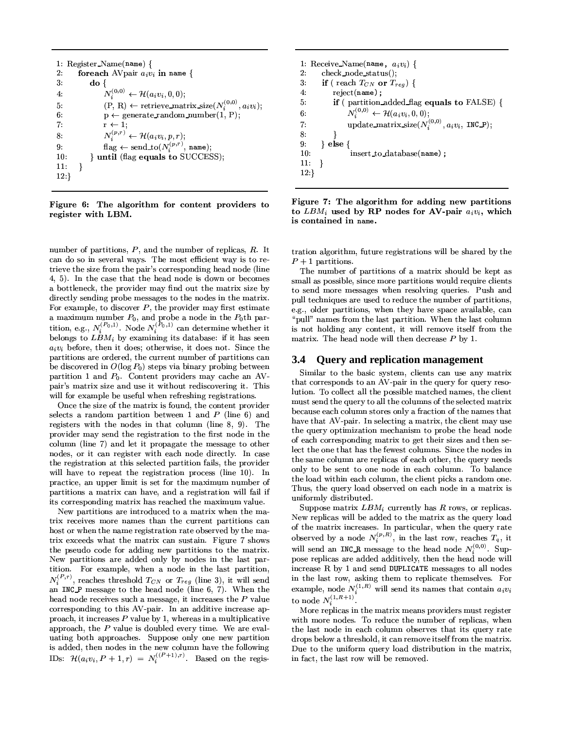```
1: Register_Name(name) {
2:     foreach AVpair a_i v_i in name {
3:         do {
4:             N_i^(0,0) ← H(a_i v_i, 0, 0);
5:             (P, R) ← retrieve_matrix_size(N_i^(0,0), a_i v_i);
6:             p ← generate_random_number(1, P);
7:             r ← 1;
8:             N_i^(p,r) ← H(a_i v_i, p, r);
9:             flag ← send_to(N_i^(p,r), name);
10:        } until (flag equals to SUCCESS);
11:    }
12:}
```

**Figure 6: The algorithm for content providers to register with LBM.**

```
1: Receive_Name(name, a_i v_i) {
2:     check_node_status();
3:     if ( reach T_CN or T_reg ) {
4:         reject(name);
5:         if ( partition_added_flag equals to FALSE) {
6:             N_i^(0,0) ← H(a_i v_i, 0, 0);
7:             update_matrix_size(N_i^(0,0), a_i v_i, INC_P);
8:         }
9:     } else {
10:            insert_to_database(name);
11:    }
12:}
```

**Figure 7: The algorithm for adding new partitions to $LBM_i$ used by RP nodes for AV-pair $a_iv_i$, which is contained in name.**

number of partitions, $P$, and the number of replicas, $R$. It can do so in several ways. The most efficient way is to retrieve the size from the pair's corresponding head node (line 4, 5). In the case that the head node is down or becomes a bottleneck, the provider may find out the matrix size by directly sending probe messages to the nodes in the matrix. For example, to discover $P$, the provider may first estimate a maximum number $P_0$, and probe a node in the $P_0$th partition, e.g., $N_i^{(P_0,1)}$. Node $N_i^{(P_0,1)}$ can determine whether it belongs to $LBM_i$ by examining its database: if it has seen $a_iv_i$ before, then it does; otherwise, it does not. Since the partitions are ordered, the current number of partitions can be discovered in $O(\log P_0)$ steps via binary probing between partition 1 and $P_0$. Content providers may cache an AV-pair's matrix size and use it without rediscovering it. This will for example be useful when refreshing registrations.

Once the size of the matrix is found, the content provider selects a random partition between 1 and $P$ (line 6) and registers with the nodes in that column (line 8, 9). The provider may send the registration to the first node in the column (line 7) and let it propagate the message to other nodes, or it can register with each node directly. In case the registration at this selected partition fails, the provider will have to repeat the registration process (line 10). In practice, an upper limit is set for the maximum number of partitions a matrix can have, and a registration will fail if its corresponding matrix has reached the maximum value.

New partitions are introduced to a matrix when the matrix receives more names than the current partitions can host or when the name registration rate observed by the matrix exceeds what the matrix can sustain. Figure 7 shows the pseudo code for adding new partitions to the matrix. New partitions are added only by nodes in the last partition. For example, when a node in the last partition, $N_i^{(P,r)}$, reaches threshold $T_{CN}$ or $T_{reg}$ (line 3), it will send an INC_P message to the head node (line 6, 7). When the head node receives such a message, it increases the $P$ value corresponding to this AV-pair. In an additive increase approach, it increases $P$ value by 1, whereas in a multiplicative approach, the $P$ value is doubled every time. We are evaluating both approaches. Suppose only one new partition is added, then nodes in the new column have the following IDs: $\mathcal{H}(a_iv_i, P+1, r) = N_i^{((P+1),r)}$. Based on the registration algorithm, future registrations will be shared by the $P+1$ partitions.

The number of partitions of a matrix should be kept as small as possible, since more partitions would require clients to send more messages when resolving queries. Push and pull techniques are used to reduce the number of partitions, e.g., older partitions, when they have space available, can "pull" names from the last partition. When the last column is not holding any content, it will remove itself from the matrix. The head node will then decrease $P$ by 1.

### 3.4 Query and replication management

Similar to the basic system, clients can use any matrix that corresponds to an AV-pair in the query for query resolution. To collect all the possible matched names, the client must send the query to all the columns of the selected matrix because each column stores only a fraction of the names that have that AV-pair. In selecting a matrix, the client may use the query optimization mechanism to probe the head node of each corresponding matrix to get their sizes and then select the one that has the fewest columns. Since the nodes in the same column are replicas of each other, the query needs only to be sent to one node in each column. To balance the load within each column, the client picks a random one. Thus, the query load observed on each node in a matrix is uniformly distributed.

Suppose matrix $LBM_i$ currently has $R$ rows, or replicas. New replicas will be added to the matrix as the query load of the matrix increases. In particular, when the query rate observed by a node $N_i^{(p,R)}$, in the last row, reaches $T_q$, it will send an INC_R message to the head node $N_i^{(0,0)}$. Suppose replicas are added additively, then the head node will increase R by 1 and send DUPLICATE messages to all nodes in the last row, asking them to replicate themselves. For example, node $N_i^{(1,R)}$ will send its names that contain $a_iv_i$ to node $N_i^{(1,R+1)}$.

More replicas in the matrix means providers must register with more nodes. To reduce the number of replicas, when the last node in each column observes that its query rate drops below a threshold, it can remove itself from the matrix. Due to the uniform query load distribution in the matrix, in fact, the last row will be removed.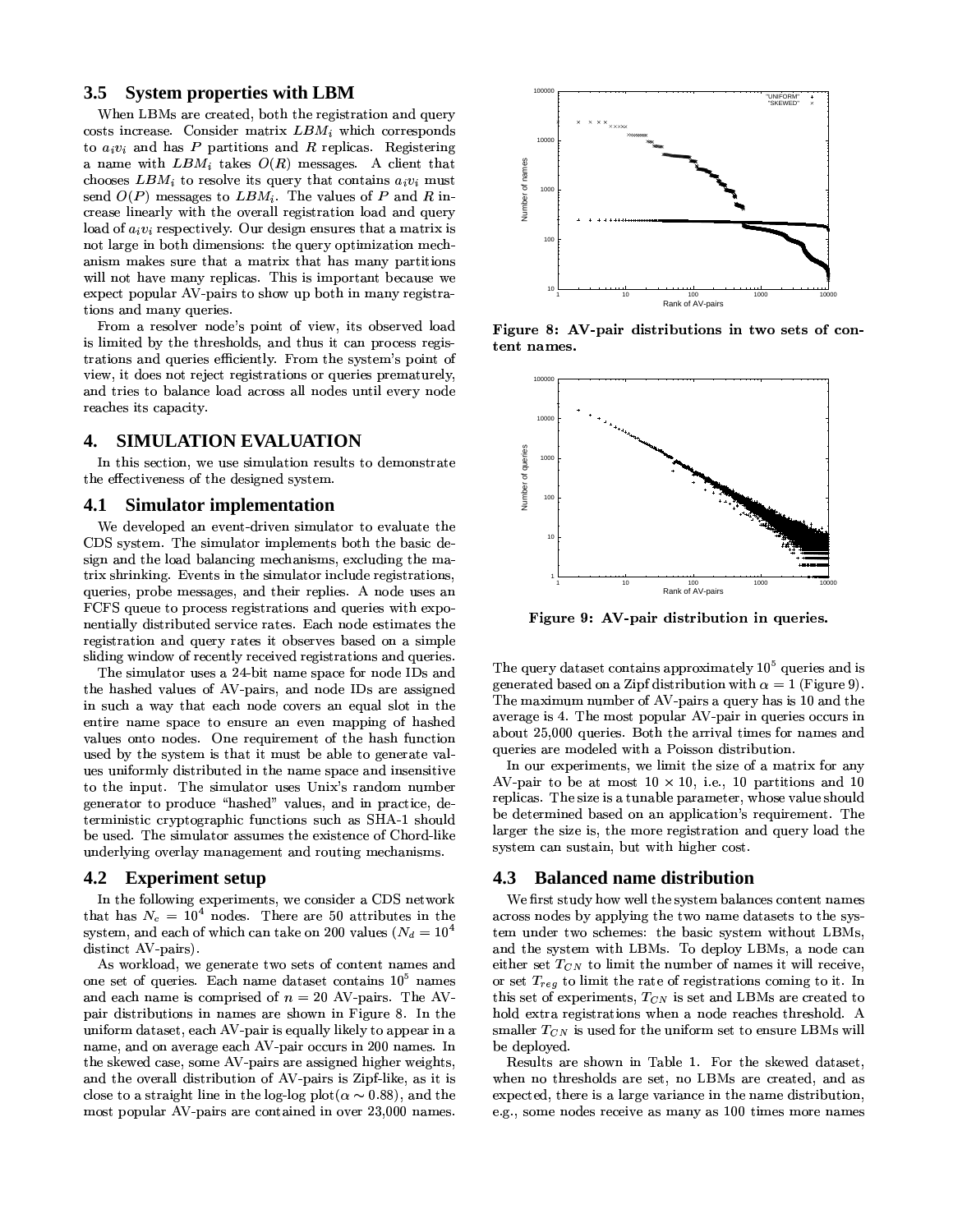### 3.5 System properties with LBM

When LBMs are created, both the registration and query costs increase. Consider matrix $LBM_i$ which corresponds to $a_iv_i$ and has $P$ partitions and $R$ replicas. Registering a name with $LBM_i$ takes $O(R)$ messages. A client that chooses $LBM_i$ to resolve its query that contains $a_iv_i$ must send $O(P)$ messages to $LBM_i$. The values of $P$ and $R$ increase linearly with the overall registration load and query load of $a_iv_i$ respectively. Our design ensures that a matrix is not large in both dimensions: the query optimization mechanism makes sure that a matrix that has many partitions will not have many replicas. This is important because we expect popular AV-pairs to show up both in many registrations and many queries.

From a resolver node's point of view, its observed load is limited by the thresholds, and thus it can process registrations and queries efficiently. From the system's point of view, it does not reject registrations or queries prematurely, and tries to balance load across all nodes until every node reaches its capacity.

## 4. SIMULATION EVALUATION

In this section, we use simulation results to demonstrate the effectiveness of the designed system.

### 4.1 Simulator implementation

We developed an event-driven simulator to evaluate the CDS system. The simulator implements both the basic design and the load balancing mechanisms, excluding the matrix shrinking. Events in the simulator include registrations, queries, probe messages, and their replies. A node uses an FCFS queue to process registrations and queries with exponentially distributed service rates. Each node estimates the registration and query rates it observes based on a simple sliding window of recently received registrations and queries.

The simulator uses a 24-bit name space for node IDs and the hashed values of AV-pairs, and node IDs are assigned in such a way that each node covers an equal slot in the entire name space to ensure an even mapping of hashed values onto nodes. One requirement of the hash function used by the system is that it must be able to generate values uniformly distributed in the name space and insensitive to the input. The simulator uses Unix's random number generator to produce "hashed" values, and in practice, deterministic cryptographic functions such as SHA-1 should be used. The simulator assumes the existence of Chord-like underlying overlay management and routing mechanisms.

### 4.2 Experiment setup

In the following experiments, we consider a CDS network that has $N_c = 10^4$ nodes. There are 50 attributes in the system, and each of which can take on 200 values ($N_d = 10^4$ distinct AV-pairs).

As workload, we generate two sets of content names and one set of queries. Each name dataset contains $10^5$ names and each name is comprised of $n = 20$ AV-pairs. The AV-pair distributions in names are shown in Figure 8. In the uniform dataset, each AV-pair is equally likely to appear in a name, and on average each AV-pair occurs in 200 names. In the skewed case, some AV-pairs are assigned higher weights, and the overall distribution of AV-pairs is Zipf-like, as it is close to a straight line in the log-log plot($\alpha \sim 0.88$), and the most popular AV-pairs are contained in over 23,000 names.

Figure 8: AV-pair distributions in two sets of content names.

Figure 9: AV-pair distribution in queries.

The query dataset contains approximately $10^5$ queries and is generated based on a Zipf distribution with $\alpha = 1$ (Figure 9). The maximum number of AV-pairs a query has is 10 and the average is 4. The most popular AV-pair in queries occurs in about 25,000 queries. Both the arrival times for names and queries are modeled with a Poisson distribution.

In our experiments, we limit the size of a matrix for any AV-pair to be at most $10 \times 10$, i.e., 10 partitions and 10 replicas. The size is a tunable parameter, whose value should be determined based on an application's requirement. The larger the size is, the more registration and query load the system can sustain, but with higher cost.

### 4.3 Balanced name distribution

We first study how well the system balances content names across nodes by applying the two name datasets to the system under two schemes: the basic system without LBMs, and the system with LBMs. To deploy LBMs, a node can either set $T_{CN}$ to limit the number of names it will receive, or set $T_{reg}$ to limit the rate of registrations coming to it. In this set of experiments, $T_{CN}$ is set and LBMs are created to hold extra registrations when a node reaches threshold. A smaller $T_{CN}$ is used for the uniform set to ensure LBMs will be deployed.

Results are shown in Table 1. For the skewed dataset, when no thresholds are set, no LBMs are created, and as expected, there is a large variance in the name distribution, e.g., some nodes receive as many as 100 times more names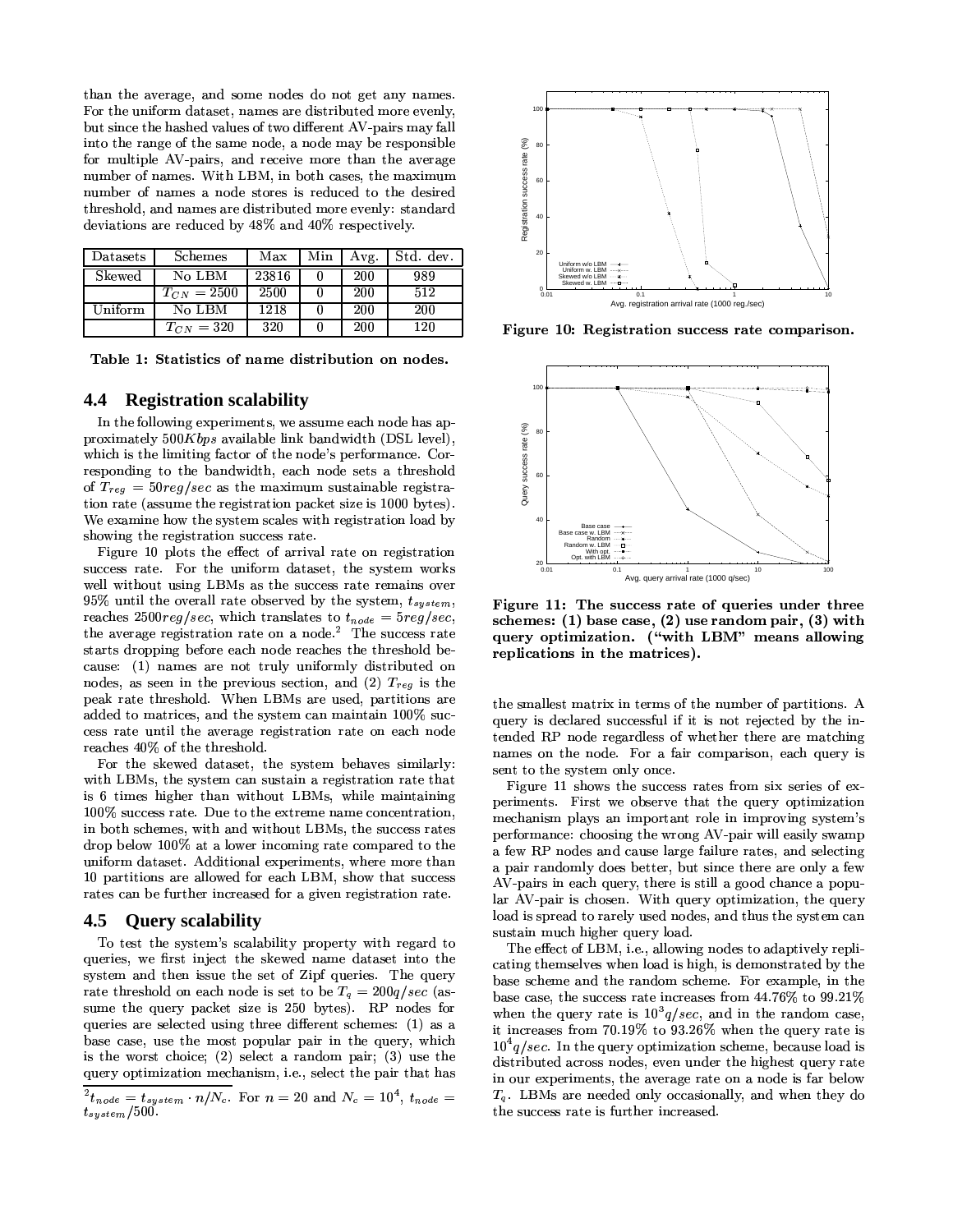than the average, and some nodes do not get any names. For the uniform dataset, names are distributed more evenly, but since the hashed values of two different AV-pairs may fall into the range of the same node, a node may be responsible for multiple AV-pairs, and receive more than the average number of names. With LBM, in both cases, the maximum number of names a node stores is reduced to the desired threshold, and names are distributed more evenly: standard deviations are reduced by 48% and 40% respectively.

| Datasets | Schemes | Max | Min | Avg. | Std. dev. |
|---|---|---|---|---|---|
| Skewed | No LBM | 23816 | 0 | 200 | 989 |
| | $T_{CN} = 2500$ | 2500 | 0 | 200 | 512 |
| Uniform | No LBM | 1218 | 0 | 200 | 200 |
| | $T_{CN} = 320$ | 320 | 0 | 200 | 120 |

**Table 1: Statistics of name distribution on nodes.**

## 4.4 Registration scalability

In the following experiments, we assume each node has approximately $500Kbps$ available link bandwidth (DSL level), which is the limiting factor of the node's performance. Corresponding to the bandwidth, each node sets a threshold of $T_{reg} = 50reg/sec$ as the maximum sustainable registration rate (assume the registration packet size is 1000 bytes). We examine how the system scales with registration load by showing the registration success rate.

Figure 10 plots the effect of arrival rate on registration success rate. For the uniform dataset, the system works well without using LBMs as the success rate remains over 95% until the overall rate observed by the system, $t_{system}$, reaches $2500reg/sec$, which translates to $t_{node} = 5reg/sec$, the average registration rate on a node.[2] The success rate starts dropping before each node reaches the threshold because: (1) names are not truly uniformly distributed on nodes, as seen in the previous section, and (2) $T_{reg}$ is the peak rate threshold. When LBMs are used, partitions are added to matrices, and the system can maintain 100% success rate until the average registration rate on each node reaches 40% of the threshold.

For the skewed dataset, the system behaves similarly: with LBMs, the system can sustain a registration rate that is 6 times higher than without LBMs, while maintaining 100% success rate. Due to the extreme name concentration, in both schemes, with and without LBMs, the success rates drop below 100% at a lower incoming rate compared to the uniform dataset. Additional experiments, where more than 10 partitions are allowed for each LBM, show that success rates can be further increased for a given registration rate.

## 4.5 Query scalability

To test the system's scalability property with regard to queries, we first inject the skewed name dataset into the system and then issue the set of Zipf queries. The query rate threshold on each node is set to be $T_q = 200q/sec$ (assume the query packet size is 250 bytes). RP nodes for queries are selected using three different schemes: (1) as a base case, use the most popular pair in the query, which is the worst choice; (2) select a random pair; (3) use the query optimization mechanism, i.e., select the pair that has the smallest matrix in terms of the number of partitions. A query is declared successful if it is not rejected by the intended RP node regardless of whether there are matching names on the node. For a fair comparison, each query is sent to the system only once.

[2] $t_{node} = t_{system} \cdot n/N_c$. For $n = 20$ and $N_c = 10^4$, $t_{node} = t_{system}/500$.

**Figure 10: Registration success rate comparison.**

**Figure 11: The success rate of queries under three schemes: (1) base case, (2) use random pair, (3) with query optimization. ("with LBM" means allowing replications in the matrices).**

Figure 11 shows the success rates from six series of experiments. First we observe that the query optimization mechanism plays an important role in improving system's performance: choosing the wrong AV-pair will easily swamp a few RP nodes and cause large failure rates, and selecting a pair randomly does better, but since there are only a few AV-pairs in each query, there is still a good chance a popular AV-pair is chosen. With query optimization, the query load is spread to rarely used nodes, and thus the system can sustain much higher query load.

The effect of LBM, i.e., allowing nodes to adaptively replicating themselves when load is high, is demonstrated by the base scheme and the random scheme. For example, in the base case, the success rate increases from 44.76% to 99.21% when the query rate is $10^3 q/sec$, and in the random case, it increases from 70.19% to 93.26% when the query rate is $10^4 q/sec$. In the query optimization scheme, because load is distributed across nodes, even under the highest query rate in our experiments, the average rate on a node is far below $T_q$. LBMs are needed only occasionally, and when they do the success rate is further increased.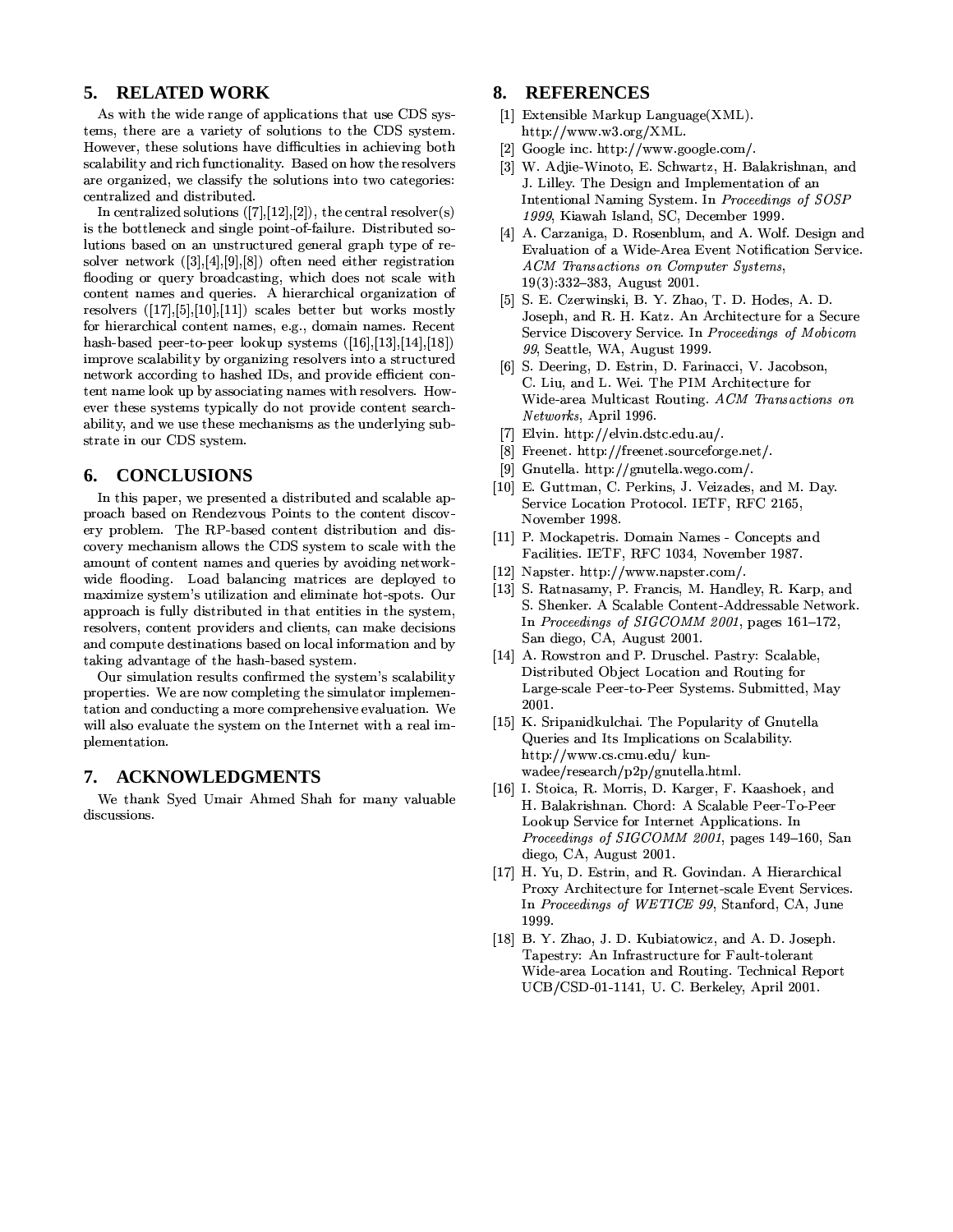## 5. RELATED WORK

As with the wide range of applications that use CDS systems, there are a variety of solutions to the CDS system. However, these solutions have difficulties in achieving both scalability and rich functionality. Based on how the resolvers are organized, we classify the solutions into two categories: centralized and distributed.

In centralized solutions ([7],[12],[2]), the central resolver(s) is the bottleneck and single point-of-failure. Distributed solutions based on an unstructured general graph type of resolver network ([3],[4],[9],[8]) often need either registration flooding or query broadcasting, which does not scale with content names and queries. A hierarchical organization of resolvers ([17],[5],[10],[11]) scales better but works mostly for hierarchical content names, e.g., domain names. Recent hash-based peer-to-peer lookup systems ([16],[13],[14],[18]) improve scalability by organizing resolvers into a structured network according to hashed IDs, and provide efficient content name look up by associating names with resolvers. However these systems typically do not provide content searchability, and we use these mechanisms as the underlying substrate in our CDS system.

## 6. CONCLUSIONS

In this paper, we presented a distributed and scalable approach based on Rendezvous Points to the content discovery problem. The RP-based content distribution and discovery mechanism allows the CDS system to scale with the amount of content names and queries by avoiding network-wide flooding. Load balancing matrices are deployed to maximize system's utilization and eliminate hot-spots. Our approach is fully distributed in that entities in the system, resolvers, content providers and clients, can make decisions and compute destinations based on local information and by taking advantage of the hash-based system.

Our simulation results confirmed the system's scalability properties. We are now completing the simulator implementation and conducting a more comprehensive evaluation. We will also evaluate the system on the Internet with a real implementation.

## 7. ACKNOWLEDGMENTS

We thank Syed Umair Ahmed Shah for many valuable discussions.

## 8. REFERENCES

[1] Extensible Markup Language(XML). http://www.w3.org/XML.

[2] Google inc. http://www.google.com/.

[3] W. Adjie-Winoto, E. Schwartz, H. Balakrishnan, and J. Lilley. The Design and Implementation of an Intentional Naming System. In *Proceedings of SOSP 1999*, Kiawah Island, SC, December 1999.

[4] A. Carzaniga, D. Rosenblum, and A. Wolf. Design and Evaluation of a Wide-Area Event Notification Service. *ACM Transactions on Computer Systems*, 19(3):332–383, August 2001.

[5] S. E. Czerwinski, B. Y. Zhao, T. D. Hodes, A. D. Joseph, and R. H. Katz. An Architecture for a Secure Service Discovery Service. In *Proceedings of Mobicom 99*, Seattle, WA, August 1999.

[6] S. Deering, D. Estrin, D. Farinacci, V. Jacobson, C. Liu, and L. Wei. The PIM Architecture for Wide-area Multicast Routing. *ACM Transactions on Networks*, April 1996.

[7] Elvin. http://elvin.dstc.edu.au/.

[8] Freenet. http://freenet.sourceforge.net/.

[9] Gnutella. http://gnutella.wego.com/.

[10] E. Guttman, C. Perkins, J. Veizades, and M. Day. Service Location Protocol. IETF, RFC 2165, November 1998.

[11] P. Mockapetris. Domain Names - Concepts and Facilities. IETF, RFC 1034, November 1987.

[12] Napster. http://www.napster.com/.

[13] S. Ratnasamy, P. Francis, M. Handley, R. Karp, and S. Shenker. A Scalable Content-Addressable Network. In *Proceedings of SIGCOMM 2001*, pages 161–172, San diego, CA, August 2001.

[14] A. Rowstron and P. Druschel. Pastry: Scalable, Distributed Object Location and Routing for Large-scale Peer-to-Peer Systems. Submitted, May 2001.

[15] K. Sripanidkulchai. The Popularity of Gnutella Queries and Its Implications on Scalability. http://www.cs.cmu.edu/ kunwadee/research/p2p/gnutella.html.

[16] I. Stoica, R. Morris, D. Karger, F. Kaashoek, and H. Balakrishnan. Chord: A Scalable Peer-To-Peer Lookup Service for Internet Applications. In *Proceedings of SIGCOMM 2001*, pages 149–160, San diego, CA, August 2001.

[17] H. Yu, D. Estrin, and R. Govindan. A Hierarchical Proxy Architecture for Internet-scale Event Services. In *Proceedings of WETICE 99*, Stanford, CA, June 1999.

[18] B. Y. Zhao, J. D. Kubiatowicz, and A. D. Joseph. Tapestry: An Infrastructure for Fault-tolerant Wide-area Location and Routing. Technical Report UCB/CSD-01-1141, U. C. Berkeley, April 2001.